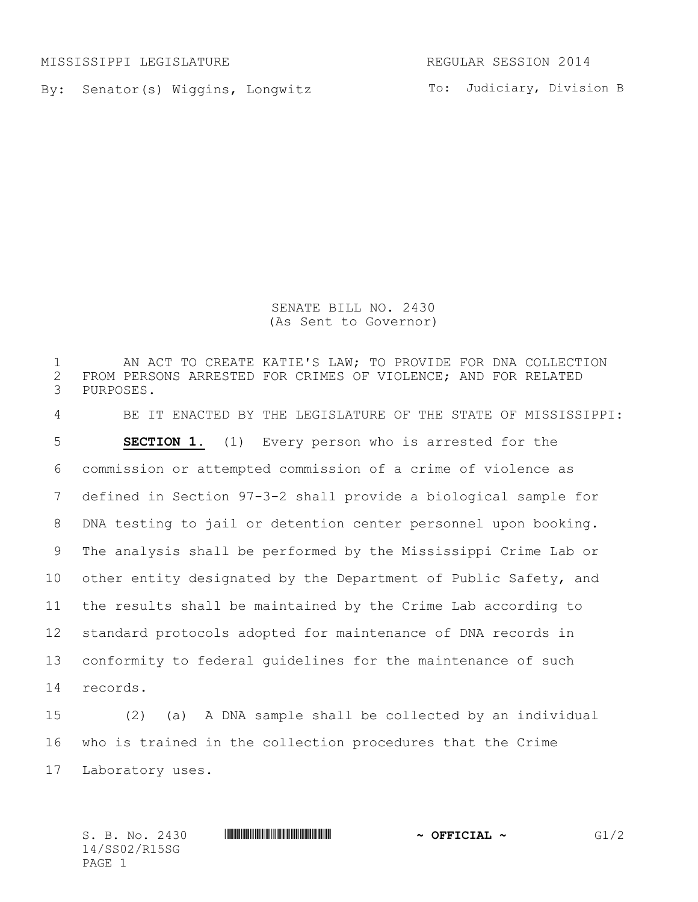MISSISSIPPI LEGISLATURE REGULAR SESSION 2014

By: Senator(s) Wiggins, Longwitz

To: Judiciary, Division B

# SENATE BILL NO. 2430
(As Sent to Governor)

AN ACT TO CREATE KATIE'S LAW; TO PROVIDE FOR DNA COLLECTION FROM PERSONS ARRESTED FOR CRIMES OF VIOLENCE; AND FOR RELATED PURPOSES.

BE IT ENACTED BY THE LEGISLATURE OF THE STATE OF MISSISSIPPI:

**SECTION 1.** (1) Every person who is arrested for the commission or attempted commission of a crime of violence as defined in Section 97-3-2 shall provide a biological sample for DNA testing to jail or detention center personnel upon booking. The analysis shall be performed by the Mississippi Crime Lab or other entity designated by the Department of Public Safety, and the results shall be maintained by the Crime Lab according to standard protocols adopted for maintenance of DNA records in conformity to federal guidelines for the maintenance of such records.

(2) (a) A DNA sample shall be collected by an individual who is trained in the collection procedures that the Crime Laboratory uses.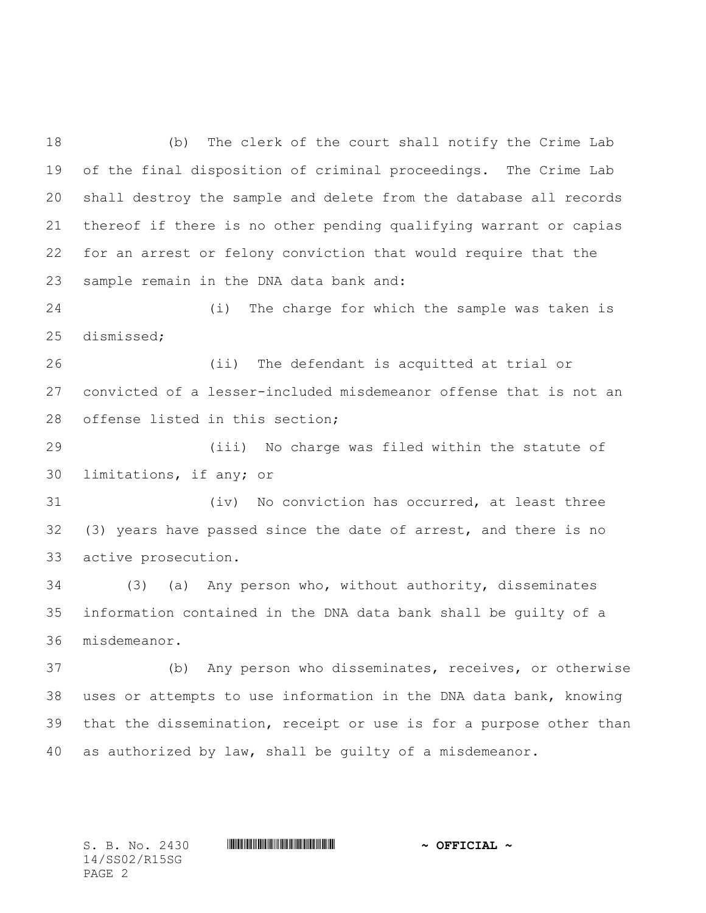(b) The clerk of the court shall notify the Crime Lab of the final disposition of criminal proceedings. The Crime Lab shall destroy the sample and delete from the database all records thereof if there is no other pending qualifying warrant or capias for an arrest or felony conviction that would require that the sample remain in the DNA data bank and:

(i) The charge for which the sample was taken is dismissed;

(ii) The defendant is acquitted at trial or convicted of a lesser-included misdemeanor offense that is not an offense listed in this section;

(iii) No charge was filed within the statute of limitations, if any; or

(iv) No conviction has occurred, at least three (3) years have passed since the date of arrest, and there is no active prosecution.

(3) (a) Any person who, without authority, disseminates information contained in the DNA data bank shall be guilty of a misdemeanor.

(b) Any person who disseminates, receives, or otherwise uses or attempts to use information in the DNA data bank, knowing that the dissemination, receipt or use is for a purpose other than as authorized by law, shall be guilty of a misdemeanor.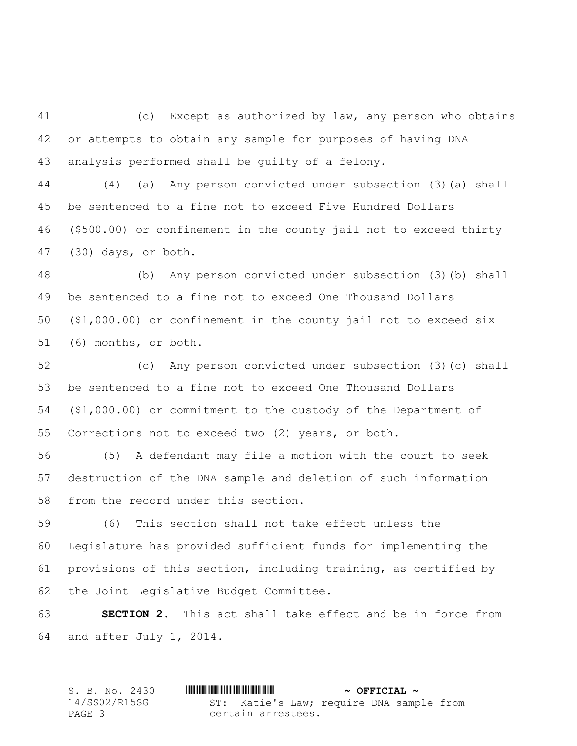(c) Except as authorized by law, any person who obtains or attempts to obtain any sample for purposes of having DNA analysis performed shall be guilty of a felony.

(4) (a) Any person convicted under subsection (3)(a) shall be sentenced to a fine not to exceed Five Hundred Dollars ($500.00) or confinement in the county jail not to exceed thirty (30) days, or both.

(b) Any person convicted under subsection (3)(b) shall be sentenced to a fine not to exceed One Thousand Dollars ($1,000.00) or confinement in the county jail not to exceed six (6) months, or both.

(c) Any person convicted under subsection (3)(c) shall be sentenced to a fine not to exceed One Thousand Dollars ($1,000.00) or commitment to the custody of the Department of Corrections not to exceed two (2) years, or both.

(5) A defendant may file a motion with the court to seek destruction of the DNA sample and deletion of such information from the record under this section.

(6) This section shall not take effect unless the Legislature has provided sufficient funds for implementing the provisions of this section, including training, as certified by the Joint Legislative Budget Committee.

**SECTION 2.** This act shall take effect and be in force from and after July 1, 2014.